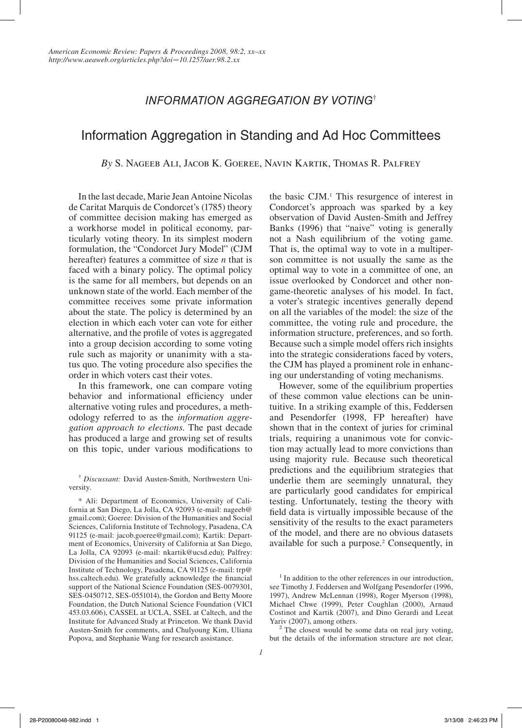# *INFORMATION AGGREGATION BY VOTING*[†]

## Information Aggregation in Standing and Ad Hoc Committees

*By* S. Nageeb Ali, Jacob K. Goeree, Navin Kartik, Thomas R. Palfrey*

In the last decade, Marie Jean Antoine Nicolas de Caritat Marquis de Condorcet's (1785) theory of committee decision making has emerged as a workhorse model in political economy, particularly voting theory. In its simplest modern formulation, the "Condorcet Jury Model" (CJM hereafter) features a committee of size $n$ that is faced with a binary policy. The optimal policy is the same for all members, but depends on an unknown state of the world. Each member of the committee receives some private information about the state. The policy is determined by an election in which each voter can vote for either alternative, and the profile of votes is aggregated into a group decision according to some voting rule such as majority or unanimity with a status quo. The voting procedure also specifies the order in which voters cast their votes.

In this framework, one can compare voting behavior and informational efficiency under alternative voting rules and procedures, a methodology referred to as the *information aggregation approach to elections.* The past decade has produced a large and growing set of results on this topic, under various modifications to the basic CJM.[1] This resurgence of interest in Condorcet's approach was sparked by a key observation of David Austen-Smith and Jeffrey Banks (1996) that "naive" voting is generally not a Nash equilibrium of the voting game. That is, the optimal way to vote in a multiperson committee is not usually the same as the optimal way to vote in a committee of one, an issue overlooked by Condorcet and other non-game-theoretic analyses of his model. In fact, a voter's strategic incentives generally depend on all the variables of the model: the size of the committee, the voting rule and procedure, the information structure, preferences, and so forth. Because such a simple model offers rich insights into the strategic considerations faced by voters, the CJM has played a prominent role in enhancing our understanding of voting mechanisms.

However, some of the equilibrium properties of these common value elections can be unintuitive. In a striking example of this, Feddersen and Pesendorfer (1998, FP hereafter) have shown that in the context of juries for criminal trials, requiring a unanimous vote for conviction may actually lead to more convictions than using majority rule. Because such theoretical predictions and the equilibrium strategies that underlie them are seemingly unnatural, they are particularly good candidates for empirical testing. Unfortunately, testing the theory with field data is virtually impossible because of the sensitivity of the results to the exact parameters of the model, and there are no obvious datasets available for such a purpose.[2] Consequently, in

[†] *Discussant:* David Austen-Smith, Northwestern University.

\* Ali: Department of Economics, University of California at San Diego, La Jolla, CA 92093 (e-mail: nageeb@gmail.com); Goeree: Division of the Humanities and Social Sciences, California Institute of Technology, Pasadena, CA 91125 (e-mail: jacob.goeree@gmail.com); Kartik: Department of Economics, University of California at San Diego, La Jolla, CA 92093 (e-mail: nkartik@ucsd.edu); Palfrey: Division of the Humanities and Social Sciences, California Institute of Technology, Pasadena, CA 91125 (e-mail: trp@hss.caltech.edu). We gratefully acknowledge the financial support of the National Science Foundation (SES-0079301, SES-0450712, SES-0551014), the Gordon and Betty Moore Foundation, the Dutch National Science Foundation (VICI 453.03.606), CASSEL at UCLA, SSEL at Caltech, and the Institute for Advanced Study at Princeton. We thank David Austen-Smith for comments, and Chulyoung Kim, Uliana Popova, and Stephanie Wang for research assistance.

[1] In addition to the other references in our introduction, see Timothy J. Feddersen and Wolfgang Pesendorfer (1996, 1997), Andrew McLennan (1998), Roger Myerson (1998), Michael Chwe (1999), Peter Coughlan (2000), Arnaud Costinot and Kartik (2007), and Dino Gerardi and Leeat Yariv (2007), among others.

[2] The closest would be some data on real jury voting, but the details of the information structure are not clear,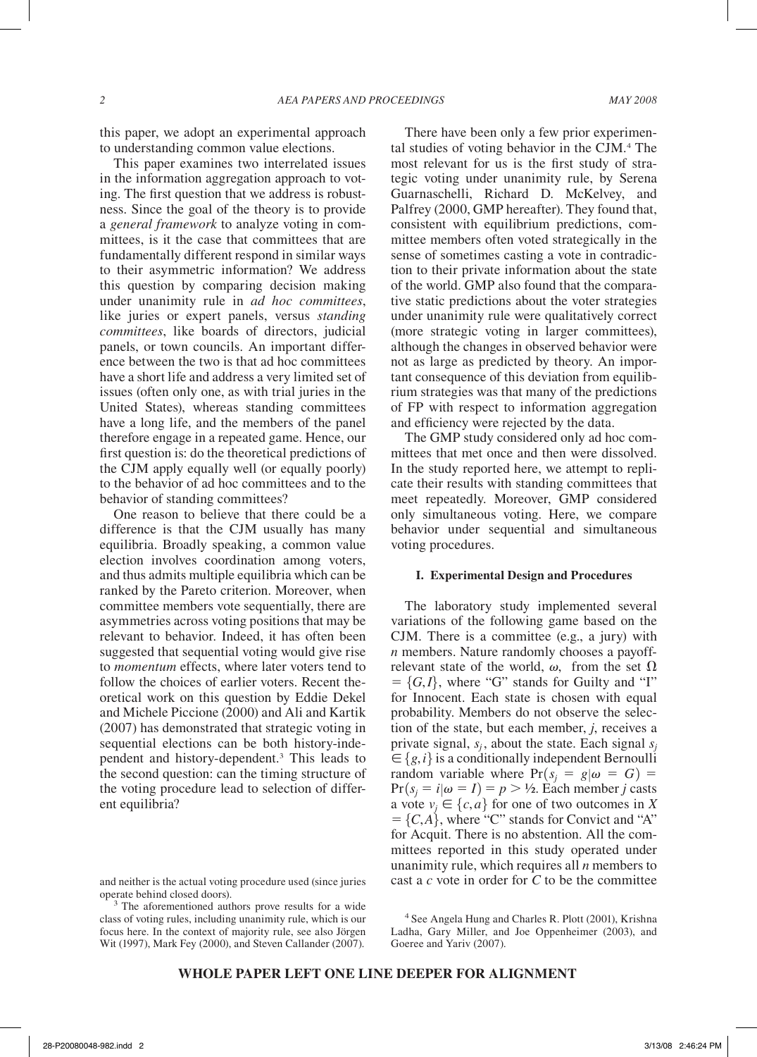this paper, we adopt an experimental approach to understanding common value elections.

This paper examines two interrelated issues in the information aggregation approach to voting. The first question that we address is robustness. Since the goal of the theory is to provide a *general framework* to analyze voting in committees, is it the case that committees that are fundamentally different respond in similar ways to their asymmetric information? We address this question by comparing decision making under unanimity rule in *ad hoc committees*, like juries or expert panels, versus *standing committees*, like boards of directors, judicial panels, or town councils. An important difference between the two is that ad hoc committees have a short life and address a very limited set of issues (often only one, as with trial juries in the United States), whereas standing committees have a long life, and the members of the panel therefore engage in a repeated game. Hence, our first question is: do the theoretical predictions of the CJM apply equally well (or equally poorly) to the behavior of ad hoc committees and to the behavior of standing committees?

One reason to believe that there could be a difference is that the CJM usually has many equilibria. Broadly speaking, a common value election involves coordination among voters, and thus admits multiple equilibria which can be ranked by the Pareto criterion. Moreover, when committee members vote sequentially, there are asymmetries across voting positions that may be relevant to behavior. Indeed, it has often been suggested that sequential voting would give rise to *momentum* effects, where later voters tend to follow the choices of earlier voters. Recent theoretical work on this question by Eddie Dekel and Michele Piccione (2000) and Ali and Kartik (2007) has demonstrated that strategic voting in sequential elections can be both history-independent and history-dependent.[3] This leads to the second question: can the timing structure of the voting procedure lead to selection of different equilibria?

There have been only a few prior experimental studies of voting behavior in the CJM.[4] The most relevant for us is the first study of strategic voting under unanimity rule, by Serena Guarnaschelli, Richard D. McKelvey, and Palfrey (2000, GMP hereafter). They found that, consistent with equilibrium predictions, committee members often voted strategically in the sense of sometimes casting a vote in contradiction to their private information about the state of the world. GMP also found that the comparative static predictions about the voter strategies under unanimity rule were qualitatively correct (more strategic voting in larger committees), although the changes in observed behavior were not as large as predicted by theory. An important consequence of this deviation from equilibrium strategies was that many of the predictions of FP with respect to information aggregation and efficiency were rejected by the data.

The GMP study considered only ad hoc committees that met once and then were dissolved. In the study reported here, we attempt to replicate their results with standing committees that meet repeatedly. Moreover, GMP considered only simultaneous voting. Here, we compare behavior under sequential and simultaneous voting procedures.

## I. Experimental Design and Procedures

The laboratory study implemented several variations of the following game based on the CJM. There is a committee (e.g., a jury) with $n$ members. Nature randomly chooses a payoff-relevant state of the world, $\omega$, from the set $\Omega = \{G, I\}$, where "G" stands for Guilty and "I" for Innocent. Each state is chosen with equal probability. Members do not observe the selection of the state, but each member, $j$, receives a private signal, $s_j$, about the state. Each signal $s_j \in \{g, i\}$ is a conditionally independent Bernoulli random variable where $\Pr(s_j = g|\omega = G) = \Pr(s_j = i|\omega = I) = p > ½$. Each member $j$ casts a vote $v_j \in \{c, a\}$ for one of two outcomes in $X = \{C, A\}$, where "C" stands for Convict and "A" for Acquit. There is no abstention. All the committees reported in this study operated under unanimity rule, which requires all $n$ members to cast a $c$ vote in order for $C$ to be the committee

and neither is the actual voting procedure used (since juries operate behind closed doors).

[3] The aforementioned authors prove results for a wide class of voting rules, including unanimity rule, which is our focus here. In the context of majority rule, see also Jörgen Wit (1997), Mark Fey (2000), and Steven Callander (2007).

[4] See Angela Hung and Charles R. Plott (2001), Krishna Ladha, Gary Miller, and Joe Oppenheimer (2003), and Goeree and Yariv (2007).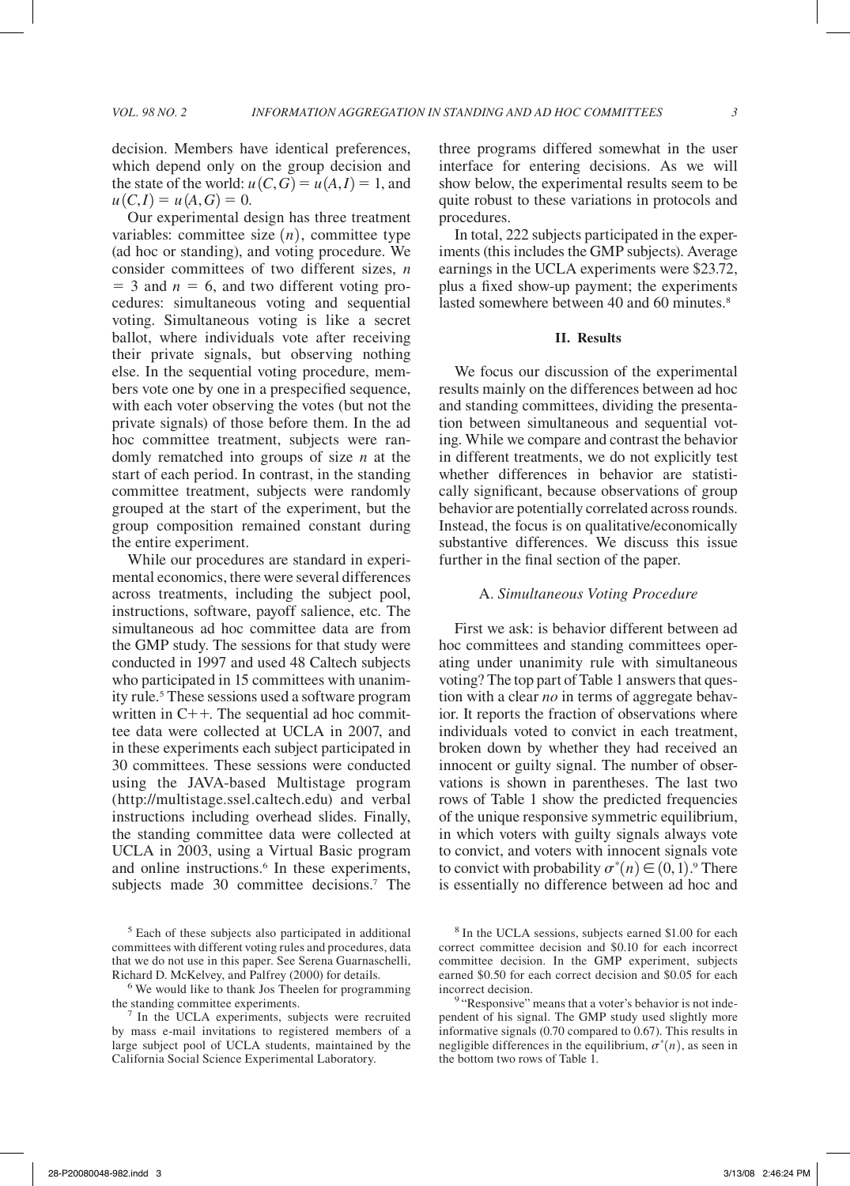decision. Members have identical preferences, which depend only on the group decision and the state of the world: $u(C,G) = u(A,I) = 1$, and $u(C,I) = u(A,G) = 0$.

Our experimental design has three treatment variables: committee size $(n)$, committee type (ad hoc or standing), and voting procedure. We consider committees of two different sizes, $n = 3$ and $n = 6$, and two different voting procedures: simultaneous voting and sequential voting. Simultaneous voting is like a secret ballot, where individuals vote after receiving their private signals, but observing nothing else. In the sequential voting procedure, members vote one by one in a prespecified sequence, with each voter observing the votes (but not the private signals) of those before them. In the ad hoc committee treatment, subjects were randomly rematched into groups of size $n$ at the start of each period. In contrast, in the standing committee treatment, subjects were randomly grouped at the start of the experiment, but the group composition remained constant during the entire experiment.

While our procedures are standard in experimental economics, there were several differences across treatments, including the subject pool, instructions, software, payoff salience, etc. The simultaneous ad hoc committee data are from the GMP study. The sessions for that study were conducted in 1997 and used 48 Caltech subjects who participated in 15 committees with unanimity rule.[5] These sessions used a software program written in C++. The sequential ad hoc committee data were collected at UCLA in 2007, and in these experiments each subject participated in 30 committees. These sessions were conducted using the JAVA-based Multistage program (http://multistage.ssel.caltech.edu) and verbal instructions including overhead slides. Finally, the standing committee data were collected at UCLA in 2003, using a Virtual Basic program and online instructions.[6] In these experiments, subjects made 30 committee decisions.[7] The three programs differed somewhat in the user interface for entering decisions. As we will show below, the experimental results seem to be quite robust to these variations in protocols and procedures.

In total, 222 subjects participated in the experiments (this includes the GMP subjects). Average earnings in the UCLA experiments were \$23.72, plus a fixed show-up payment; the experiments lasted somewhere between 40 and 60 minutes.[8]

## II. Results

We focus our discussion of the experimental results mainly on the differences between ad hoc and standing committees, dividing the presentation between simultaneous and sequential voting. While we compare and contrast the behavior in different treatments, we do not explicitly test whether differences in behavior are statistically significant, because observations of group behavior are potentially correlated across rounds. Instead, the focus is on qualitative/economically substantive differences. We discuss this issue further in the final section of the paper.

### A. *Simultaneous Voting Procedure*

First we ask: is behavior different between ad hoc committees and standing committees operating under unanimity rule with simultaneous voting? The top part of Table 1 answers that question with a clear *no* in terms of aggregate behavior. It reports the fraction of observations where individuals voted to convict in each treatment, broken down by whether they had received an innocent or guilty signal. The number of observations is shown in parentheses. The last two rows of Table 1 show the predicted frequencies of the unique responsive symmetric equilibrium, in which voters with guilty signals always vote to convict, and voters with innocent signals vote to convict with probability $\sigma^*(n) \in (0,1)$.[9] There is essentially no difference between ad hoc and

[5] Each of these subjects also participated in additional committees with different voting rules and procedures, data that we do not use in this paper. See Serena Guarnaschelli, Richard D. McKelvey, and Palfrey (2000) for details.

[6] We would like to thank Jos Theelen for programming the standing committee experiments.

[7] In the UCLA experiments, subjects were recruited by mass e-mail invitations to registered members of a large subject pool of UCLA students, maintained by the California Social Science Experimental Laboratory.

[8] In the UCLA sessions, subjects earned \$1.00 for each correct committee decision and \$0.10 for each incorrect committee decision. In the GMP experiment, subjects earned \$0.50 for each correct decision and \$0.05 for each incorrect decision.

[9] "Responsive" means that a voter's behavior is not independent of his signal. The GMP study used slightly more informative signals (0.70 compared to 0.67). This results in negligible differences in the equilibrium, $\sigma^*(n)$, as seen in the bottom two rows of Table 1.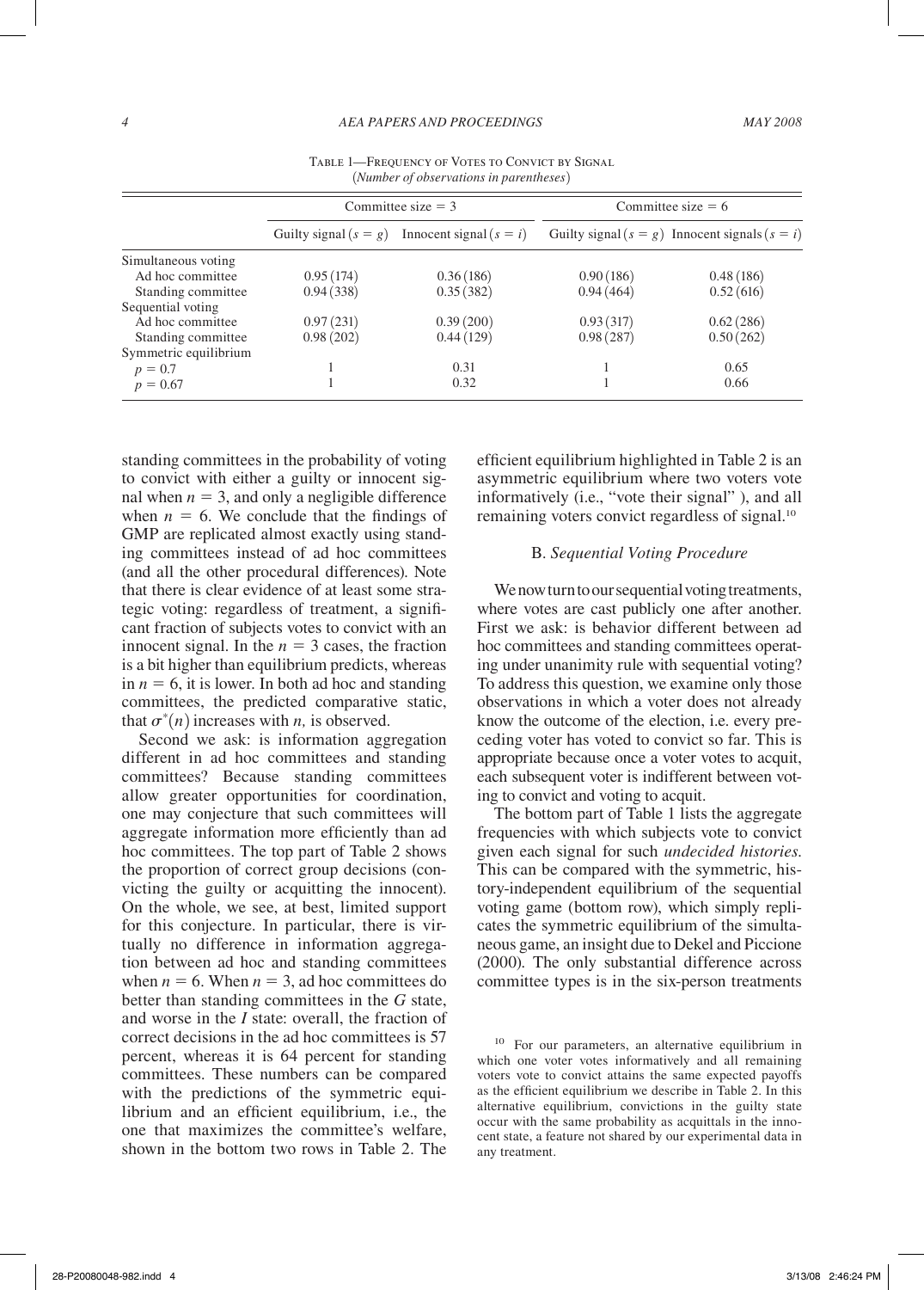Table 1—Frequency of Votes to Convict by Signal
(*Number of observations in parentheses*)

| | Committee size = 3 | | Committee size = 6 | |
|---|---|---|---|---|
| | Guilty signal ($s = g$) | Innocent signal ($s = i$) | Guilty signal ($s = g$) | Innocent signals ($s = i$) |
| Simultaneous voting | | | | |
| Ad hoc committee | 0.95 (174) | 0.36 (186) | 0.90 (186) | 0.48 (186) |
| Standing committee | 0.94 (338) | 0.35 (382) | 0.94 (464) | 0.52 (616) |
| Sequential voting | | | | |
| Ad hoc committee | 0.97 (231) | 0.39 (200) | 0.93 (317) | 0.62 (286) |
| Standing committee | 0.98 (202) | 0.44 (129) | 0.98 (287) | 0.50 (262) |
| Symmetric equilibrium | | | | |
| $p = 0.7$ | 1 | 0.31 | 1 | 0.65 |
| $p = 0.67$ | 1 | 0.32 | 1 | 0.66 |

standing committees in the probability of voting to convict with either a guilty or innocent signal when $n = 3$, and only a negligible difference when $n = 6$. We conclude that the findings of GMP are replicated almost exactly using standing committees instead of ad hoc committees (and all the other procedural differences). Note that there is clear evidence of at least some strategic voting: regardless of treatment, a significant fraction of subjects votes to convict with an innocent signal. In the $n = 3$ cases, the fraction is a bit higher than equilibrium predicts, whereas in $n = 6$, it is lower. In both ad hoc and standing committees, the predicted comparative static, that $\sigma^*(n)$ increases with $n$, is observed.

Second we ask: is information aggregation different in ad hoc committees and standing committees? Because standing committees allow greater opportunities for coordination, one may conjecture that such committees will aggregate information more efficiently than ad hoc committees. The top part of Table 2 shows the proportion of correct group decisions (convicting the guilty or acquitting the innocent). On the whole, we see, at best, limited support for this conjecture. In particular, there is virtually no difference in information aggregation between ad hoc and standing committees when $n = 6$. When $n = 3$, ad hoc committees do better than standing committees in the $G$ state, and worse in the $I$ state: overall, the fraction of correct decisions in the ad hoc committees is 57 percent, whereas it is 64 percent for standing committees. These numbers can be compared with the predictions of the symmetric equilibrium and an efficient equilibrium, i.e., the one that maximizes the committee's welfare, shown in the bottom two rows in Table 2. The efficient equilibrium highlighted in Table 2 is an asymmetric equilibrium where two voters vote informatively (i.e., "vote their signal" ), and all remaining voters convict regardless of signal.[10]

### B. *Sequential Voting Procedure*

We now turn to our sequential voting treatments, where votes are cast publicly one after another. First we ask: is behavior different between ad hoc committees and standing committees operating under unanimity rule with sequential voting? To address this question, we examine only those observations in which a voter does not already know the outcome of the election, i.e. every preceding voter has voted to convict so far. This is appropriate because once a voter votes to acquit, each subsequent voter is indifferent between voting to convict and voting to acquit.

The bottom part of Table 1 lists the aggregate frequencies with which subjects vote to convict given each signal for such *undecided histories.* This can be compared with the symmetric, history-independent equilibrium of the sequential voting game (bottom row), which simply replicates the symmetric equilibrium of the simultaneous game, an insight due to Dekel and Piccione (2000). The only substantial difference across committee types is in the six-person treatments

[10] For our parameters, an alternative equilibrium in which one voter votes informatively and all remaining voters vote to convict attains the same expected payoffs as the efficient equilibrium we describe in Table 2. In this alternative equilibrium, convictions in the guilty state occur with the same probability as acquittals in the innocent state, a feature not shared by our experimental data in any treatment.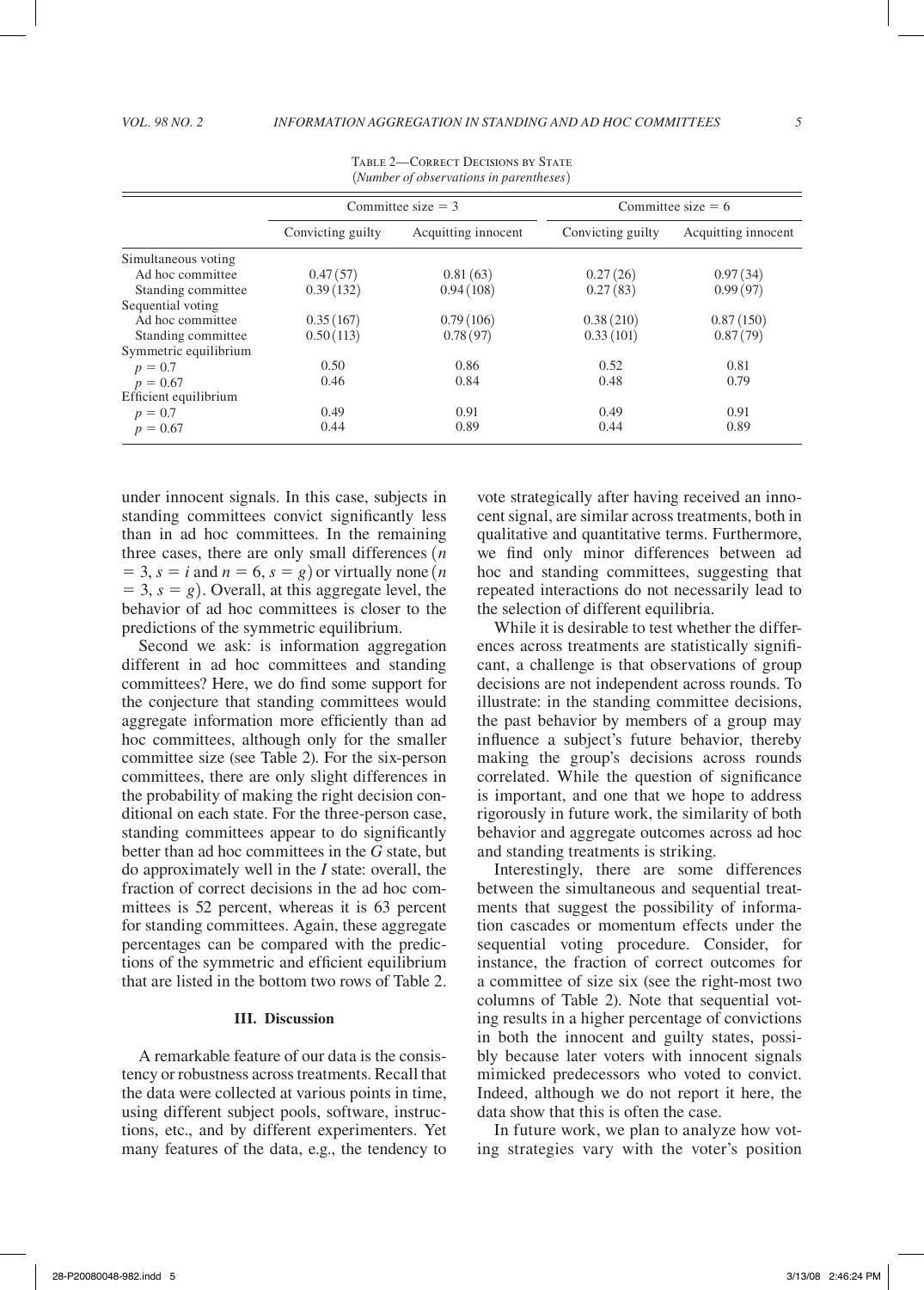Table 2—Correct Decisions by State
(*Number of observations in parentheses*)

| | Committee size = 3 | | Committee size = 6 | |
|---|---|---|---|---|
| | Convicting guilty | Acquitting innocent | Convicting guilty | Acquitting innocent |
| Simultaneous voting | | | | |
| Ad hoc committee | 0.47 (57) | 0.81 (63) | 0.27 (26) | 0.97 (34) |
| Standing committee | 0.39 (132) | 0.94 (108) | 0.27 (83) | 0.99 (97) |
| Sequential voting | | | | |
| Ad hoc committee | 0.35 (167) | 0.79 (106) | 0.38 (210) | 0.87 (150) |
| Standing committee | 0.50 (113) | 0.78 (97) | 0.33 (101) | 0.87 (79) |
| Symmetric equilibrium | | | | |
| $p = 0.7$ | 0.50 | 0.86 | 0.52 | 0.81 |
| $p = 0.67$ | 0.46 | 0.84 | 0.48 | 0.79 |
| Efficient equilibrium | | | | |
| $p = 0.7$ | 0.49 | 0.91 | 0.49 | 0.91 |
| $p = 0.67$ | 0.44 | 0.89 | 0.44 | 0.89 |

under innocent signals. In this case, subjects in standing committees convict significantly less than in ad hoc committees. In the remaining three cases, there are only small differences ($n = 3$, $s = i$ and $n = 6$, $s = g$) or virtually none ($n = 3$, $s = g$). Overall, at this aggregate level, the behavior of ad hoc committees is closer to the predictions of the symmetric equilibrium.

Second we ask: is information aggregation different in ad hoc committees and standing committees? Here, we do find some support for the conjecture that standing committees would aggregate information more efficiently than ad hoc committees, although only for the smaller committee size (see Table 2). For the six-person committees, there are only slight differences in the probability of making the right decision conditional on each state. For the three-person case, standing committees appear to do significantly better than ad hoc committees in the *G* state, but do approximately well in the *I* state: overall, the fraction of correct decisions in the ad hoc committees is 52 percent, whereas it is 63 percent for standing committees. Again, these aggregate percentages can be compared with the predictions of the symmetric and efficient equilibrium that are listed in the bottom two rows of Table 2.

## III. Discussion

A remarkable feature of our data is the consistency or robustness across treatments. Recall that the data were collected at various points in time, using different subject pools, software, instructions, etc., and by different experimenters. Yet many features of the data, e.g., the tendency to vote strategically after having received an innocent signal, are similar across treatments, both in qualitative and quantitative terms. Furthermore, we find only minor differences between ad hoc and standing committees, suggesting that repeated interactions do not necessarily lead to the selection of different equilibria.

While it is desirable to test whether the differences across treatments are statistically significant, a challenge is that observations of group decisions are not independent across rounds. To illustrate: in the standing committee decisions, the past behavior by members of a group may influence a subject's future behavior, thereby making the group's decisions across rounds correlated. While the question of significance is important, and one that we hope to address rigorously in future work, the similarity of both behavior and aggregate outcomes across ad hoc and standing treatments is striking.

Interestingly, there are some differences between the simultaneous and sequential treatments that suggest the possibility of information cascades or momentum effects under the sequential voting procedure. Consider, for instance, the fraction of correct outcomes for a committee of size six (see the right-most two columns of Table 2). Note that sequential voting results in a higher percentage of convictions in both the innocent and guilty states, possibly because later voters with innocent signals mimicked predecessors who voted to convict. Indeed, although we do not report it here, the data show that this is often the case.

In future work, we plan to analyze how voting strategies vary with the voter's position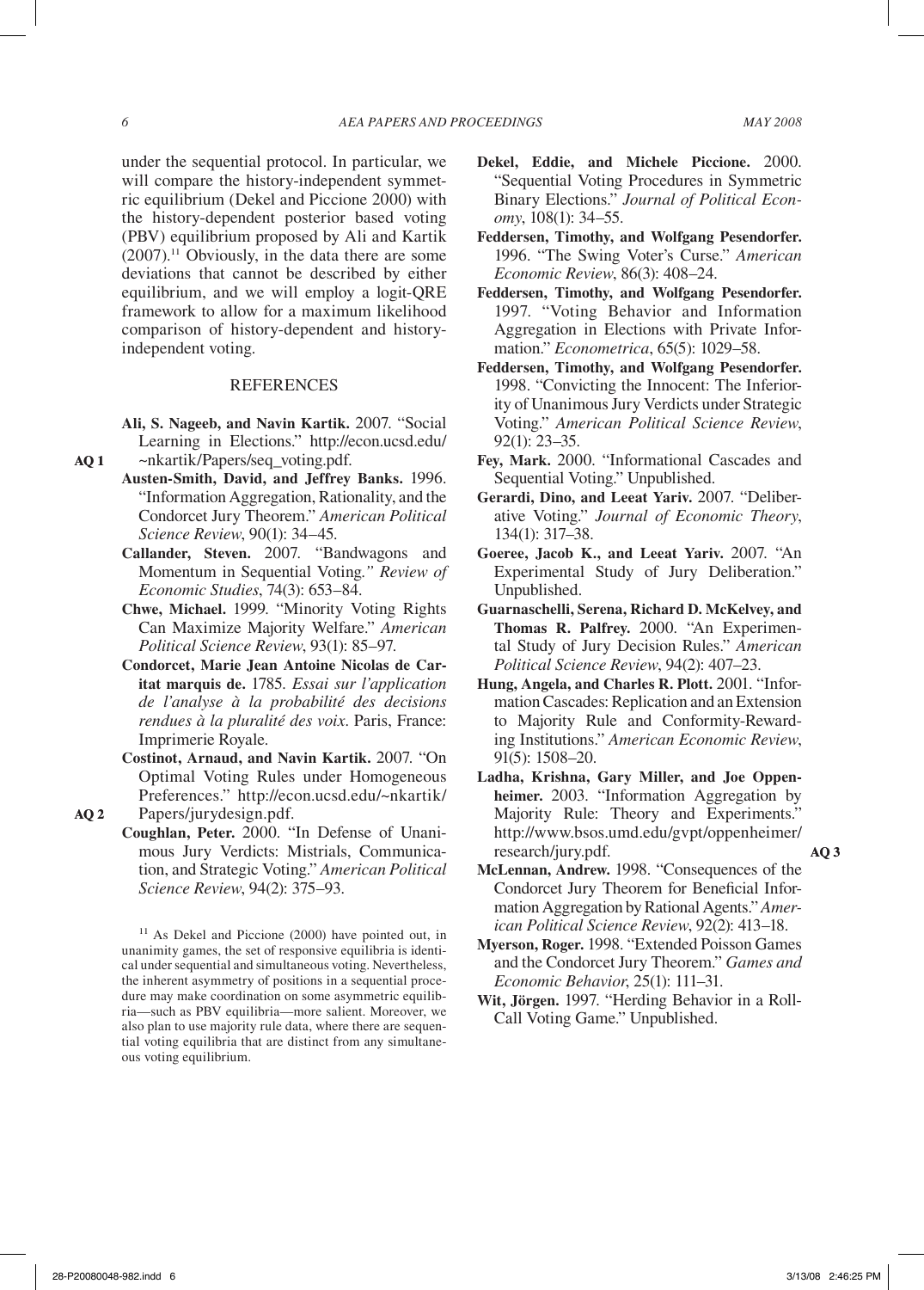under the sequential protocol. In particular, we will compare the history-independent symmetric equilibrium (Dekel and Piccione 2000) with the history-dependent posterior based voting (PBV) equilibrium proposed by Ali and Kartik (2007).[11] Obviously, in the data there are some deviations that cannot be described by either equilibrium, and we will employ a logit-QRE framework to allow for a maximum likelihood comparison of history-dependent and history-independent voting.

## REFERENCES

**Ali, S. Nageeb, and Navin Kartik.** 2007. "Social Learning in Elections." http://econ.ucsd.edu/~nkartik/Papers/seq_voting.pdf.

**Austen-Smith, David, and Jeffrey Banks.** 1996. "Information Aggregation, Rationality, and the Condorcet Jury Theorem." *American Political Science Review*, 90(1): 34–45.

**Callander, Steven.** 2007. "Bandwagons and Momentum in Sequential Voting." *Review of Economic Studies*, 74(3): 653–84.

**Chwe, Michael.** 1999. "Minority Voting Rights Can Maximize Majority Welfare." *American Political Science Review*, 93(1): 85–97.

**Condorcet, Marie Jean Antoine Nicolas de Caritat marquis de.** 1785. *Essai sur l'application de l'analyse à la probabilité des decisions rendues à la pluralité des voix*. Paris, France: Imprimerie Royale.

**Costinot, Arnaud, and Navin Kartik.** 2007. "On Optimal Voting Rules under Homogeneous Preferences." http://econ.ucsd.edu/~nkartik/Papers/jurydesign.pdf.

**Coughlan, Peter.** 2000. "In Defense of Unanimous Jury Verdicts: Mistrials, Communication, and Strategic Voting." *American Political Science Review*, 94(2): 375–93.

**Dekel, Eddie, and Michele Piccione.** 2000. "Sequential Voting Procedures in Symmetric Binary Elections." *Journal of Political Economy*, 108(1): 34–55.

**Feddersen, Timothy, and Wolfgang Pesendorfer.** 1996. "The Swing Voter's Curse." *American Economic Review*, 86(3): 408–24.

**Feddersen, Timothy, and Wolfgang Pesendorfer.** 1997. "Voting Behavior and Information Aggregation in Elections with Private Information." *Econometrica*, 65(5): 1029–58.

**Feddersen, Timothy, and Wolfgang Pesendorfer.** 1998. "Convicting the Innocent: The Inferiority of Unanimous Jury Verdicts under Strategic Voting." *American Political Science Review*, 92(1): 23–35.

**Fey, Mark.** 2000. "Informational Cascades and Sequential Voting." Unpublished.

**Gerardi, Dino, and Leeat Yariv.** 2007. "Deliberative Voting." *Journal of Economic Theory*, 134(1): 317–38.

**Goeree, Jacob K., and Leeat Yariv.** 2007. "An Experimental Study of Jury Deliberation." Unpublished.

**Guarnaschelli, Serena, Richard D. McKelvey, and Thomas R. Palfrey.** 2000. "An Experimental Study of Jury Decision Rules." *American Political Science Review*, 94(2): 407–23.

**Hung, Angela, and Charles R. Plott.** 2001. "Information Cascades: Replication and an Extension to Majority Rule and Conformity-Rewarding Institutions." *American Economic Review*, 91(5): 1508–20.

**Ladha, Krishna, Gary Miller, and Joe Oppenheimer.** 2003. "Information Aggregation by Majority Rule: Theory and Experiments." http://www.bsos.umd.edu/gvpt/oppenheimer/research/jury.pdf.

**McLennan, Andrew.** 1998. "Consequences of the Condorcet Jury Theorem for Beneficial Information Aggregation by Rational Agents." *American Political Science Review*, 92(2): 413–18.

**Myerson, Roger.** 1998. "Extended Poisson Games and the Condorcet Jury Theorem." *Games and Economic Behavior*, 25(1): 111–31.

**Wit, Jörgen.** 1997. "Herding Behavior in a Roll-Call Voting Game." Unpublished.

[11] As Dekel and Piccione (2000) have pointed out, in unanimity games, the set of responsive equilibria is identical under sequential and simultaneous voting. Nevertheless, the inherent asymmetry of positions in a sequential procedure may make coordination on some asymmetric equilibria—such as PBV equilibria—more salient. Moreover, we also plan to use majority rule data, where there are sequential voting equilibria that are distinct from any simultaneous voting equilibrium.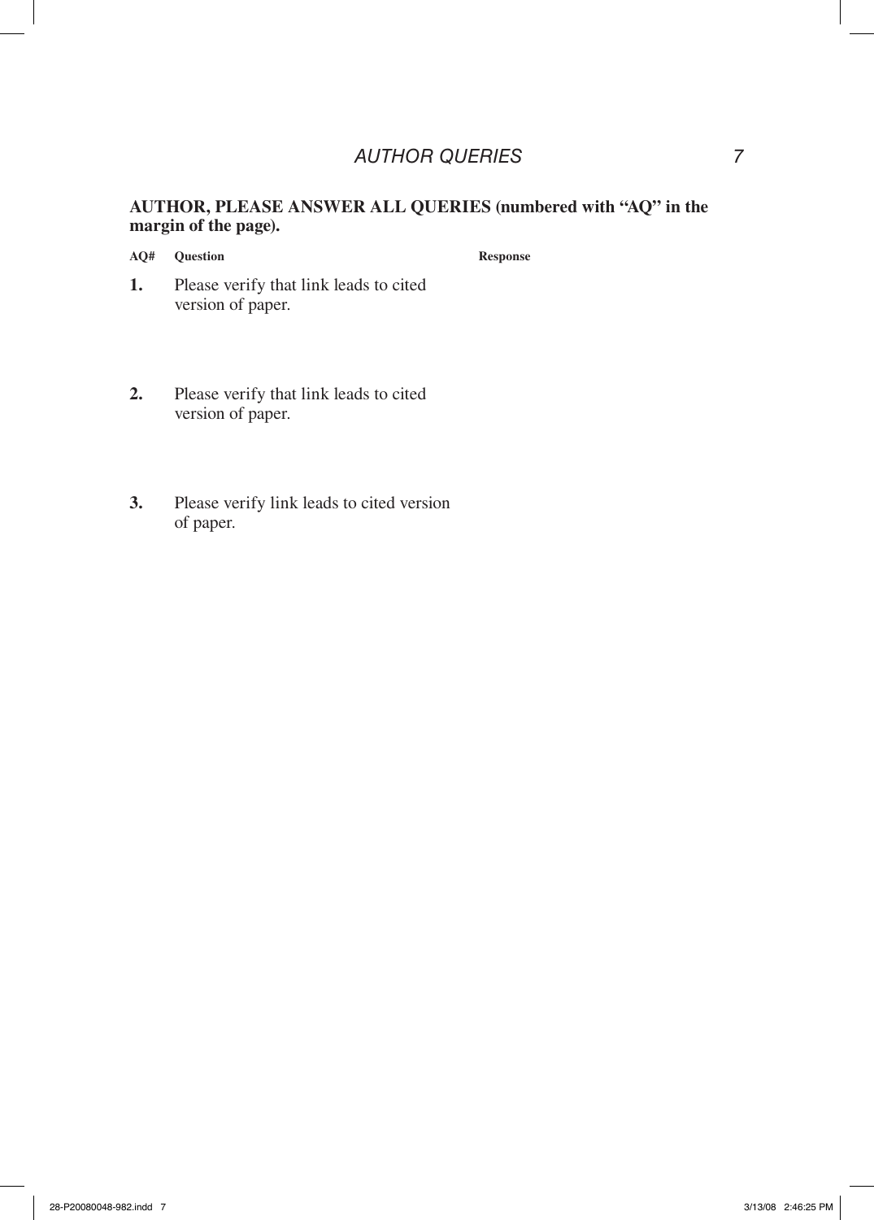# AUTHOR QUERIES

**AUTHOR, PLEASE ANSWER ALL QUERIES (numbered with "AQ" in the margin of the page).**

| AQ# | Question | Response |
|---|---|---|
| **1.** | Please verify that link leads to cited version of paper. | |
| **2.** | Please verify that link leads to cited version of paper. | |
| **3.** | Please verify link leads to cited version of paper. | |